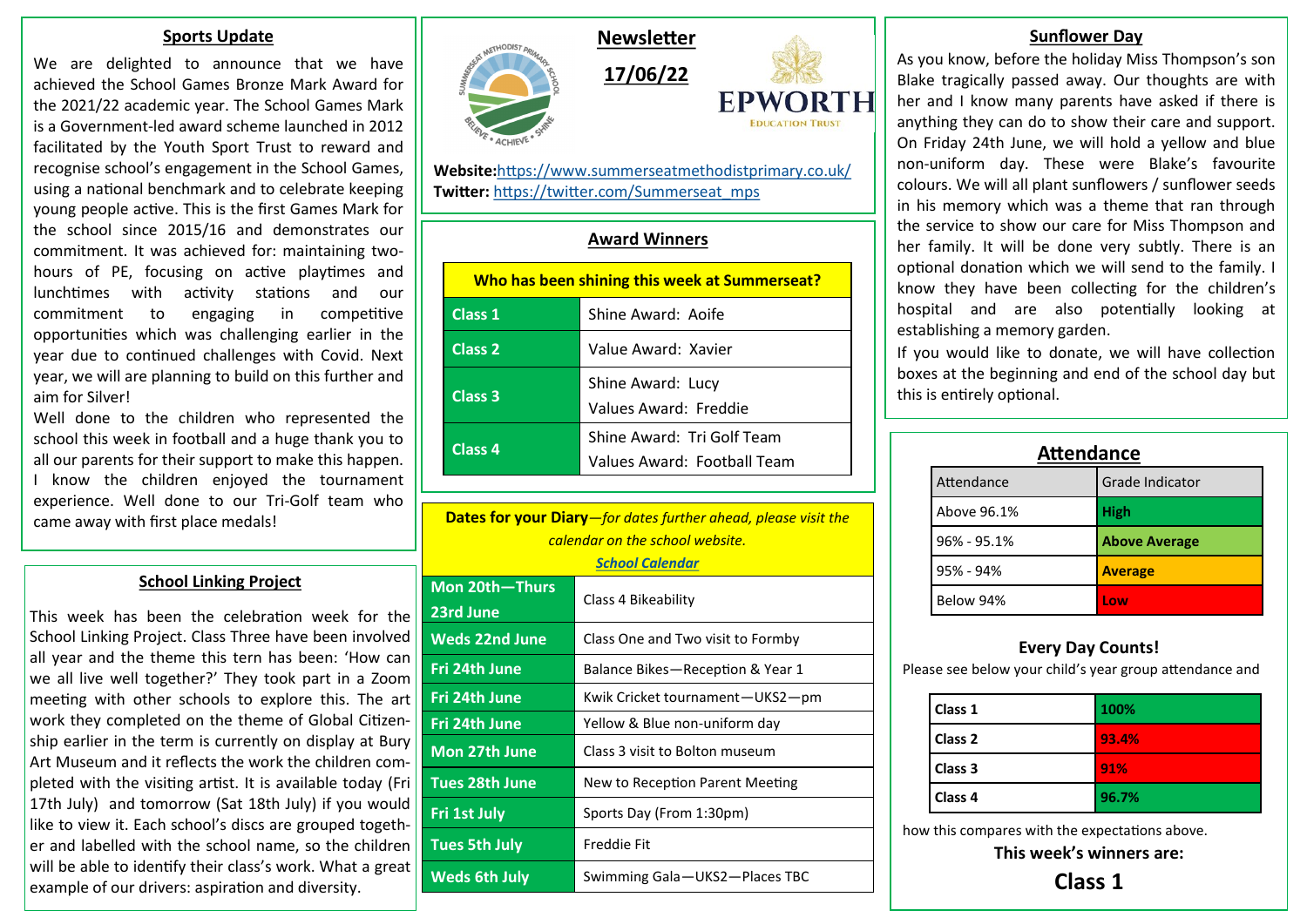# Newsletter

## 17/06/22

**EPWORTH** EDUCATION TRUST

**Website:** https://www.summerseatmethodistprimary.co.uk/
**Twitter:** https://twitter.com/Summerseat_mps

## Sports Update

We are delighted to announce that we have achieved the School Games Bronze Mark Award for the 2021/22 academic year. The School Games Mark is a Government-led award scheme launched in 2012 facilitated by the Youth Sport Trust to reward and recognise school's engagement in the School Games, using a national benchmark and to celebrate keeping young people active. This is the first Games Mark for the school since 2015/16 and demonstrates our commitment. It was achieved for: maintaining two-hours of PE, focusing on active playtimes and lunchtimes with activity stations and our commitment to engaging in competitive opportunities which was challenging earlier in the year due to continued challenges with Covid. Next year, we will are planning to build on this further and aim for Silver!

Well done to the children who represented the school this week in football and a huge thank you to all our parents for their support to make this happen. I know the children enjoyed the tournament experience. Well done to our Tri-Golf team who came away with first place medals!

## School Linking Project

This week has been the celebration week for the School Linking Project. Class Three have been involved all year and the theme this tern has been: 'How can we all live well together?' They took part in a Zoom meeting with other schools to explore this. The art work they completed on the theme of Global Citizenship earlier in the term is currently on display at Bury Art Museum and it reflects the work the children completed with the visiting artist. It is available today (Fri 17th July) and tomorrow (Sat 18th July) if you would like to view it. Each school's discs are grouped together and labelled with the school name, so the children will be able to identify their class's work. What a great example of our drivers: aspiration and diversity.

## Award Winners

| Who has been shining this week at Summerseat? | |
|---|---|
| Class 1 | Shine Award: Aoife |
| Class 2 | Value Award: Xavier |
| Class 3 | Shine Award: Lucy<br>Values Award: Freddie |
| Class 4 | Shine Award: Tri Golf Team<br>Values Award: Football Team |

**Dates for your Diary**—*for dates further ahead, please visit the calendar on the school website.*
***School Calendar***

| Date | Event |
|---|---|
| Mon 20th—Thurs 23rd June | Class 4 Bikeability |
| Weds 22nd June | Class One and Two visit to Formby |
| Fri 24th June | Balance Bikes—Reception & Year 1 |
| Fri 24th June | Kwik Cricket tournament—UKS2—pm |
| Fri 24th June | Yellow & Blue non-uniform day |
| Mon 27th June | Class 3 visit to Bolton museum |
| Tues 28th June | New to Reception Parent Meeting |
| Fri 1st July | Sports Day (From 1:30pm) |
| Tues 5th July | Freddie Fit |
| Weds 6th July | Swimming Gala—UKS2—Places TBC |

## Sunflower Day

As you know, before the holiday Miss Thompson's son Blake tragically passed away. Our thoughts are with her and I know many parents have asked if there is anything they can do to show their care and support. On Friday 24th June, we will hold a yellow and blue non-uniform day. These were Blake's favourite colours. We will all plant sunflowers / sunflower seeds in his memory which was a theme that ran through the service to show our care for Miss Thompson and her family. It will be done very subtly. There is an optional donation which we will send to the family. I know they have been collecting for the children's hospital and are also potentially looking at establishing a memory garden.

If you would like to donate, we will have collection boxes at the beginning and end of the school day but this is entirely optional.

## Attendance

| Attendance | Grade Indicator |
|---|---|
| Above 96.1% | High |
| 96% - 95.1% | Above Average |
| 95% - 94% | Average |
| Below 94% | Low |

**Every Day Counts!**

Please see below your child's year group attendance and how this compares with the expectations above.

| Class | Attendance |
|---|---|
| Class 1 | 100% |
| Class 2 | 93.4% |
| Class 3 | 91% |
| Class 4 | 96.7% |

**This week's winners are:**

**Class 1**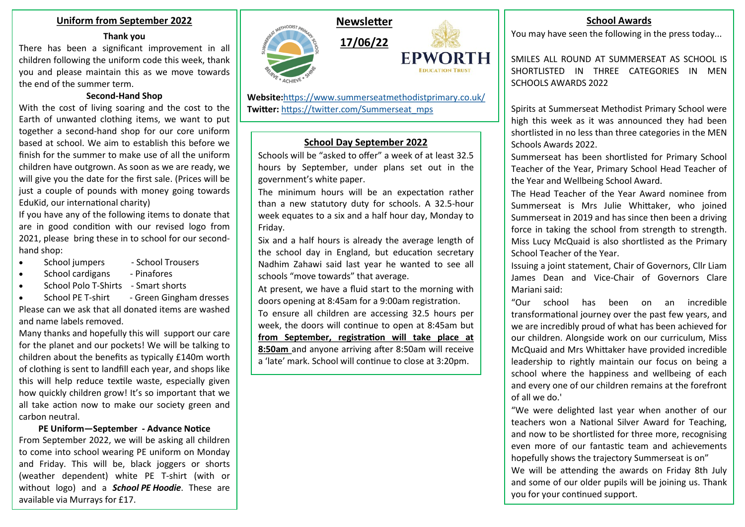## Uniform from September 2022

### Thank you

There has been a significant improvement in all children following the uniform code this week, thank you and please maintain this as we move towards the end of the summer term.

### Second-Hand Shop

With the cost of living soaring and the cost to the Earth of unwanted clothing items, we want to put together a second-hand shop for our core uniform based at school. We aim to establish this before we finish for the summer to make use of all the uniform children have outgrown. As soon as we are ready, we will give you the date for the first sale. (Prices will be just a couple of pounds with money going towards EduKid, our international charity)

If you have any of the following items to donate that are in good condition with our revised logo from 2021, please bring these in to school for our second-hand shop:

- School jumpers - School Trousers
- School cardigans - Pinafores
- School Polo T-Shirts - Smart shorts
- School PE T-shirt - Green Gingham dresses

Please can we ask that all donated items are washed and name labels removed.

Many thanks and hopefully this will support our care for the planet and our pockets! We will be talking to children about the benefits as typically £140m worth of clothing is sent to landfill each year, and shops like this will help reduce textile waste, especially given how quickly children grow! It's so important that we all take action now to make our society green and carbon neutral.

### PE Uniform—September - Advance Notice

From September 2022, we will be asking all children to come into school wearing PE uniform on Monday and Friday. This will be, black joggers or shorts (weather dependent) white PE T-shirt (with or without logo) and a ***School PE Hoodie***. These are available via Murrays for £17.

# Newsletter

## 17/06/22

**Website:** https://www.summerseatmethodistprimary.co.uk/
**Twitter:** https://twitter.com/Summerseat_mps

## School Day September 2022

Schools will be "asked to offer" a week of at least 32.5 hours by September, under plans set out in the government's white paper.

The minimum hours will be an expectation rather than a new statutory duty for schools. A 32.5-hour week equates to a six and a half hour day, Monday to Friday.

Six and a half hours is already the average length of the school day in England, but education secretary Nadhim Zahawi said last year he wanted to see all schools "move towards" that average.

At present, we have a fluid start to the morning with doors opening at 8:45am for a 9:00am registration.

To ensure all children are accessing 32.5 hours per week, the doors will continue to open at 8:45am but **from September, registration will take place at 8:50am** and anyone arriving after 8:50am will receive a 'late' mark. School will continue to close at 3:20pm.

## School Awards

You may have seen the following in the press today...

SMILES ALL ROUND AT SUMMERSEAT AS SCHOOL IS SHORTLISTED IN THREE CATEGORIES IN MEN SCHOOLS AWARDS 2022

Spirits at Summerseat Methodist Primary School were high this week as it was announced they had been shortlisted in no less than three categories in the MEN Schools Awards 2022.

Summerseat has been shortlisted for Primary School Teacher of the Year, Primary School Head Teacher of the Year and Wellbeing School Award.

The Head Teacher of the Year Award nominee from Summerseat is Mrs Julie Whittaker, who joined Summerseat in 2019 and has since then been a driving force in taking the school from strength to strength. Miss Lucy McQuaid is also shortlisted as the Primary School Teacher of the Year.

Issuing a joint statement, Chair of Governors, Cllr Liam James Dean and Vice-Chair of Governors Clare Mariani said:

"Our school has been on an incredible transformational journey over the past few years, and we are incredibly proud of what has been achieved for our children. Alongside work on our curriculum, Miss McQuaid and Mrs Whittaker have provided incredible leadership to rightly maintain our focus on being a school where the happiness and wellbeing of each and every one of our children remains at the forefront of all we do.'

"We were delighted last year when another of our teachers won a National Silver Award for Teaching, and now to be shortlisted for three more, recognising even more of our fantastic team and achievements hopefully shows the trajectory Summerseat is on"

We will be attending the awards on Friday 8th July and some of our older pupils will be joining us. Thank you for your continued support.